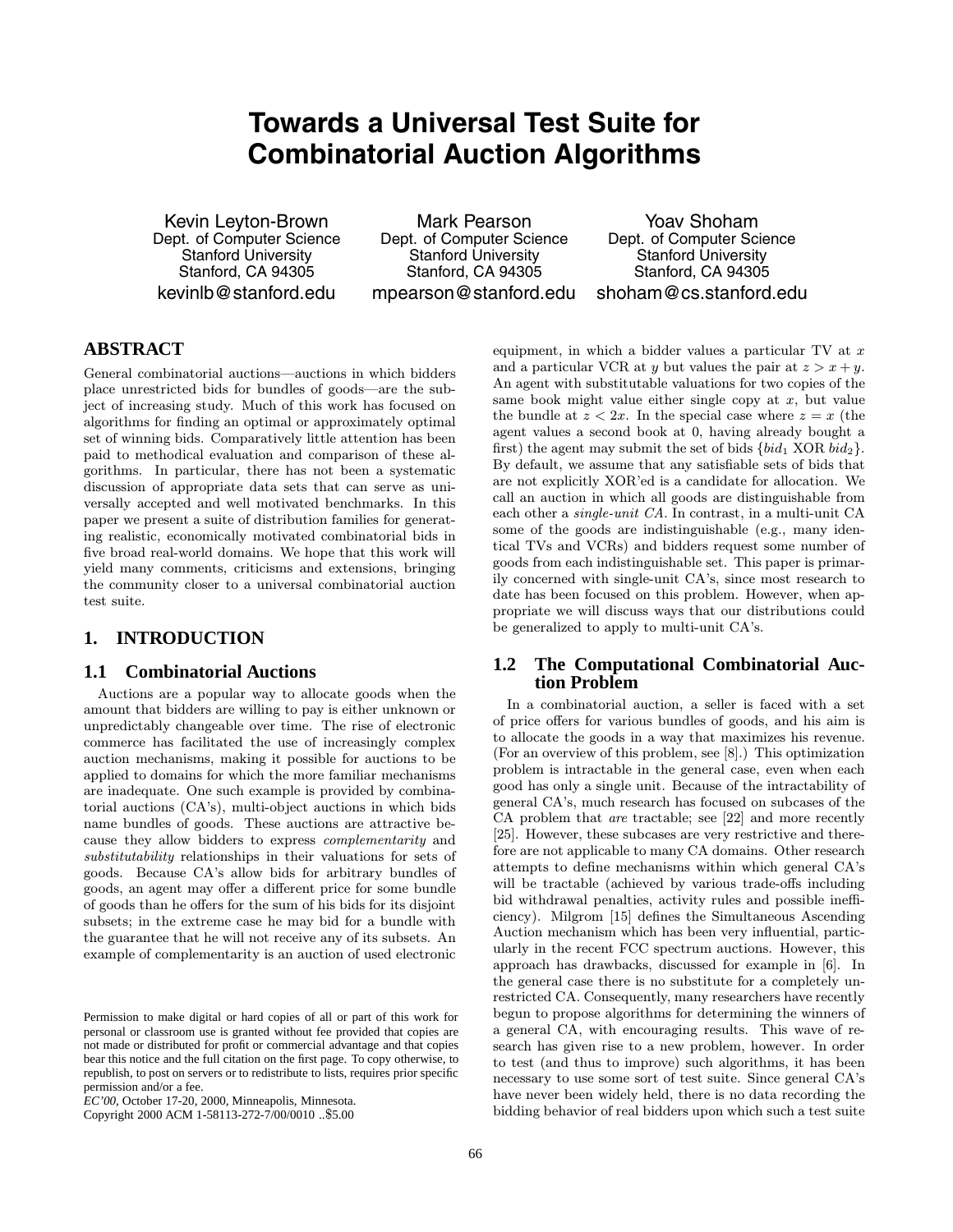# Towards a Universal Test Suite for Combinatorial Auction Algorithms

Kevin Leyton-Brown
Dept. of Computer Science
Stanford University
Stanford, CA 94305
kevinlb@stanford.edu

Mark Pearson
Dept. of Computer Science
Stanford University
Stanford, CA 94305
mpearson@stanford.edu

Yoav Shoham
Dept. of Computer Science
Stanford University
Stanford, CA 94305
shoham@cs.stanford.edu

## ABSTRACT

General combinatorial auctions—auctions in which bidders place unrestricted bids for bundles of goods—are the subject of increasing study. Much of this work has focused on algorithms for finding an optimal or approximately optimal set of winning bids. Comparatively little attention has been paid to methodical evaluation and comparison of these algorithms. In particular, there has not been a systematic discussion of appropriate data sets that can serve as universally accepted and well motivated benchmarks. In this paper we present a suite of distribution families for generating realistic, economically motivated combinatorial bids in five broad real-world domains. We hope that this work will yield many comments, criticisms and extensions, bringing the community closer to a universal combinatorial auction test suite.

## 1. INTRODUCTION

### 1.1 Combinatorial Auctions

Auctions are a popular way to allocate goods when the amount that bidders are willing to pay is either unknown or unpredictably changeable over time. The rise of electronic commerce has facilitated the use of increasingly complex auction mechanisms, making it possible for auctions to be applied to domains for which the more familiar mechanisms are inadequate. One such example is provided by combinatorial auctions (CA's), multi-object auctions in which bids name bundles of goods. These auctions are attractive because they allow bidders to express *complementarity* and *substitutability* relationships in their valuations for sets of goods. Because CA's allow bids for arbitrary bundles of goods, an agent may offer a different price for some bundle of goods than he offers for the sum of his bids for its disjoint subsets; in the extreme case he may bid for a bundle with the guarantee that he will not receive any of its subsets. An example of complementarity is an auction of used electronic equipment, in which a bidder values a particular TV at $x$ and a particular VCR at $y$ but values the pair at $z > x + y$. An agent with substitutable valuations for two copies of the same book might value either single copy at $x$, but value the bundle at $z < 2x$. In the special case where $z = x$ (the agent values a second book at 0, having already bought a first) the agent may submit the set of bids $\{bid_1 \text{ XOR } bid_2\}$. By default, we assume that any satisfiable sets of bids that are not explicitly XOR'ed is a candidate for allocation. We call an auction in which all goods are distinguishable from each other a *single-unit CA*. In contrast, in a multi-unit CA some of the goods are indistinguishable (e.g., many identical TVs and VCRs) and bidders request some number of goods from each indistinguishable set. This paper is primarily concerned with single-unit CA's, since most research to date has been focused on this problem. However, when appropriate we will discuss ways that our distributions could be generalized to apply to multi-unit CA's.

### 1.2 The Computational Combinatorial Auction Problem

In a combinatorial auction, a seller is faced with a set of price offers for various bundles of goods, and his aim is to allocate the goods in a way that maximizes his revenue. (For an overview of this problem, see [8].) This optimization problem is intractable in the general case, even when each good has only a single unit. Because of the intractability of general CA's, much research has focused on subcases of the CA problem that *are* tractable; see [22] and more recently [25]. However, these subcases are very restrictive and therefore are not applicable to many CA domains. Other research attempts to define mechanisms within which general CA's will be tractable (achieved by various trade-offs including bid withdrawal penalties, activity rules and possible inefficiency). Milgrom [15] defines the Simultaneous Ascending Auction mechanism which has been very influential, particularly in the recent FCC spectrum auctions. However, this approach has drawbacks, discussed for example in [6]. In the general case there is no substitute for a completely unrestricted CA. Consequently, many researchers have recently begun to propose algorithms for determining the winners of a general CA, with encouraging results. This wave of research has given rise to a new problem, however. In order to test (and thus to improve) such algorithms, it has been necessary to use some sort of test suite. Since general CA's have never been widely held, there is no data recording the bidding behavior of real bidders upon which such a test suite

Permission to make digital or hard copies of all or part of this work for personal or classroom use is granted without fee provided that copies are not made or distributed for profit or commercial advantage and that copies bear this notice and the full citation on the first page. To copy otherwise, to republish, to post on servers or to redistribute to lists, requires prior specific permission and/or a fee.
*EC'00*, October 17-20, 2000, Minneapolis, Minnesota.
Copyright 2000 ACM 1-58113-272-7/00/0010 ..$5.00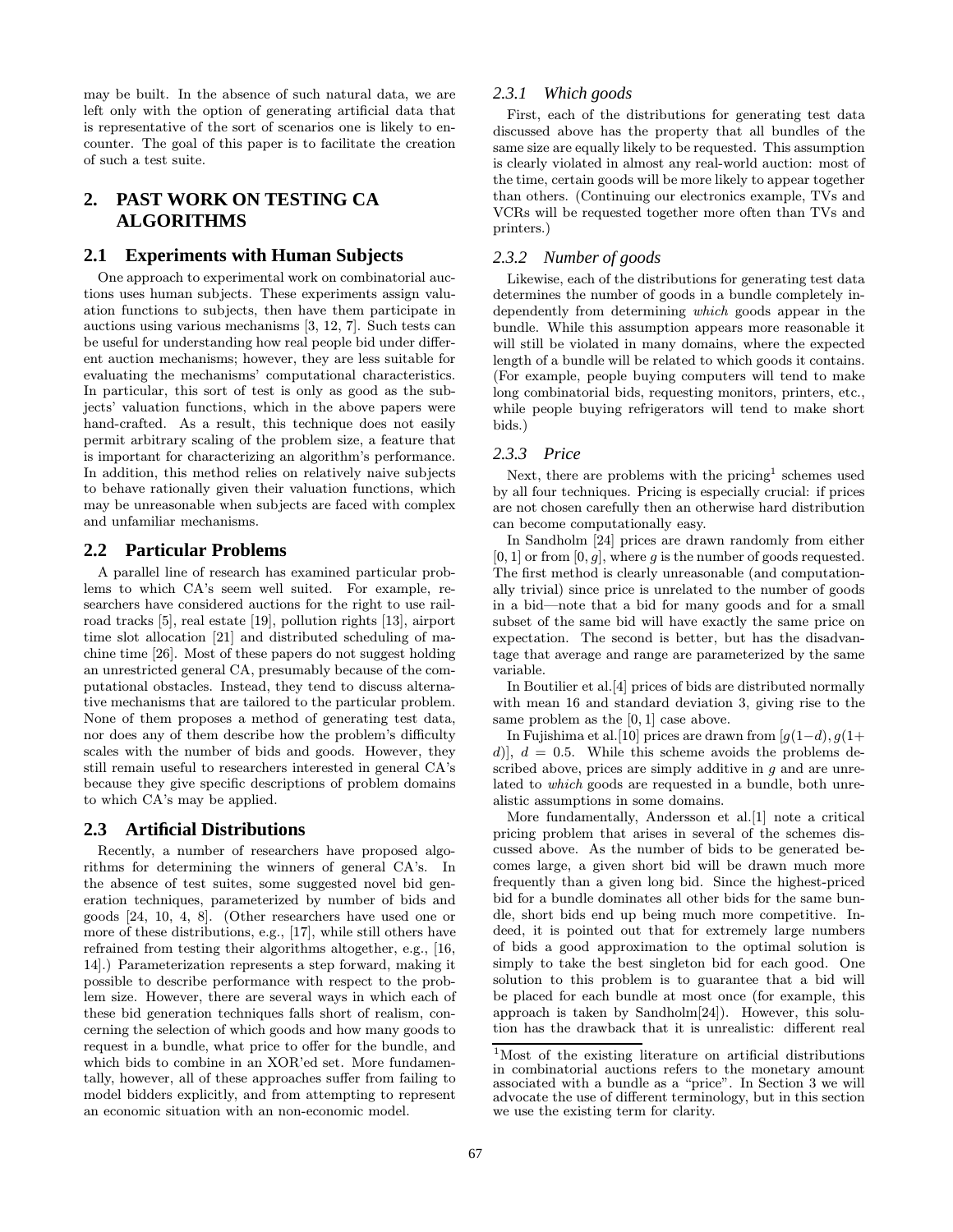may be built. In the absence of such natural data, we are left only with the option of generating artificial data that is representative of the sort of scenarios one is likely to encounter. The goal of this paper is to facilitate the creation of such a test suite.

## 2. PAST WORK ON TESTING CA ALGORITHMS

### 2.1 Experiments with Human Subjects

One approach to experimental work on combinatorial auctions uses human subjects. These experiments assign valuation functions to subjects, then have them participate in auctions using various mechanisms [3, 12, 7]. Such tests can be useful for understanding how real people bid under different auction mechanisms; however, they are less suitable for evaluating the mechanisms' computational characteristics. In particular, this sort of test is only as good as the subjects' valuation functions, which in the above papers were hand-crafted. As a result, this technique does not easily permit arbitrary scaling of the problem size, a feature that is important for characterizing an algorithm's performance. In addition, this method relies on relatively naive subjects to behave rationally given their valuation functions, which may be unreasonable when subjects are faced with complex and unfamiliar mechanisms.

### 2.2 Particular Problems

A parallel line of research has examined particular problems to which CA's seem well suited. For example, researchers have considered auctions for the right to use railroad tracks [5], real estate [19], pollution rights [13], airport time slot allocation [21] and distributed scheduling of machine time [26]. Most of these papers do not suggest holding an unrestricted general CA, presumably because of the computational obstacles. Instead, they tend to discuss alternative mechanisms that are tailored to the particular problem. None of them proposes a method of generating test data, nor does any of them describe how the problem's difficulty scales with the number of bids and goods. However, they still remain useful to researchers interested in general CA's because they give specific descriptions of problem domains to which CA's may be applied.

### 2.3 Artificial Distributions

Recently, a number of researchers have proposed algorithms for determining the winners of general CA's. In the absence of test suites, some suggested novel bid generation techniques, parameterized by number of bids and goods [24, 10, 4, 8]. (Other researchers have used one or more of these distributions, e.g., [17], while still others have refrained from testing their algorithms altogether, e.g., [16, 14].) Parameterization represents a step forward, making it possible to describe performance with respect to the problem size. However, there are several ways in which each of these bid generation techniques falls short of realism, concerning the selection of which goods and how many goods to request in a bundle, what price to offer for the bundle, and which bids to combine in an XOR'ed set. More fundamentally, however, all of these approaches suffer from failing to model bidders explicitly, and from attempting to represent an economic situation with an non-economic model.

#### 2.3.1 *Which goods*

First, each of the distributions for generating test data discussed above has the property that all bundles of the same size are equally likely to be requested. This assumption is clearly violated in almost any real-world auction: most of the time, certain goods will be more likely to appear together than others. (Continuing our electronics example, TVs and VCRs will be requested together more often than TVs and printers.)

#### 2.3.2 *Number of goods*

Likewise, each of the distributions for generating test data determines the number of goods in a bundle completely independently from determining *which* goods appear in the bundle. While this assumption appears more reasonable it will still be violated in many domains, where the expected length of a bundle will be related to which goods it contains. (For example, people buying computers will tend to make long combinatorial bids, requesting monitors, printers, etc., while people buying refrigerators will tend to make short bids.)

#### 2.3.3 *Price*

Next, there are problems with the pricing[1] schemes used by all four techniques. Pricing is especially crucial: if prices are not chosen carefully then an otherwise hard distribution can become computationally easy.

In Sandholm [24] prices are drawn randomly from either $[0, 1]$ or from $[0, g]$, where $g$ is the number of goods requested. The first method is clearly unreasonable (and computationally trivial) since price is unrelated to the number of goods in a bid—note that a bid for many goods and for a small subset of the same bid will have exactly the same price on expectation. The second is better, but has the disadvantage that average and range are parameterized by the same variable.

In Boutilier et al.[4] prices of bids are distributed normally with mean 16 and standard deviation 3, giving rise to the same problem as the $[0, 1]$ case above.

In Fujishima et al.[10] prices are drawn from $[g(1-d), g(1+d)]$, $d = 0.5$. While this scheme avoids the problems described above, prices are simply additive in $g$ and are unrelated to *which* goods are requested in a bundle, both unrealistic assumptions in some domains.

More fundamentally, Andersson et al.[1] note a critical pricing problem that arises in several of the schemes discussed above. As the number of bids to be generated becomes large, a given short bid will be drawn much more frequently than a given long bid. Since the highest-priced bid for a bundle dominates all other bids for the same bundle, short bids end up being much more competitive. Indeed, it is pointed out that for extremely large numbers of bids a good approximation to the optimal solution is simply to take the best singleton bid for each good. One solution to this problem is to guarantee that a bid will be placed for each bundle at most once (for example, this approach is taken by Sandholm[24]). However, this solution has the drawback that it is unrealistic: different real

[1] Most of the existing literature on artificial distributions in combinatorial auctions refers to the monetary amount associated with a bundle as a "price". In Section 3 we will advocate the use of different terminology, but in this section we use the existing term for clarity.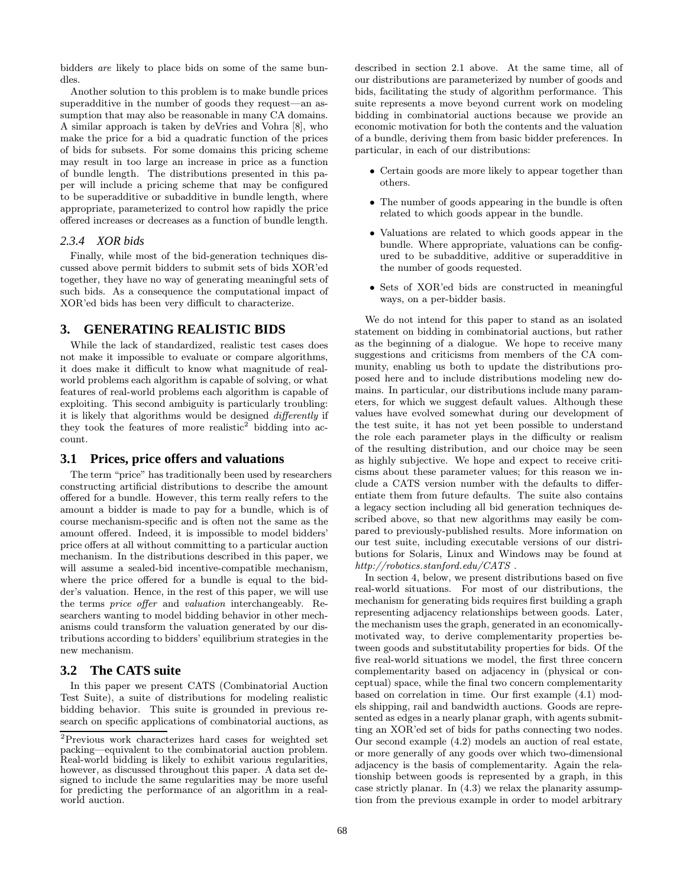bidders *are* likely to place bids on some of the same bundles.

Another solution to this problem is to make bundle prices superadditive in the number of goods they request—an assumption that may also be reasonable in many CA domains. A similar approach is taken by deVries and Vohra [8], who make the price for a bid a quadratic function of the prices of bids for subsets. For some domains this pricing scheme may result in too large an increase in price as a function of bundle length. The distributions presented in this paper will include a pricing scheme that may be configured to be superadditive or subadditive in bundle length, where appropriate, parameterized to control how rapidly the price offered increases or decreases as a function of bundle length.

#### 2.3.4 XOR bids

Finally, while most of the bid-generation techniques discussed above permit bidders to submit sets of bids XOR'ed together, they have no way of generating meaningful sets of such bids. As a consequence the computational impact of XOR'ed bids has been very difficult to characterize.

## 3. GENERATING REALISTIC BIDS

While the lack of standardized, realistic test cases does not make it impossible to evaluate or compare algorithms, it does make it difficult to know what magnitude of real-world problems each algorithm is capable of solving, or what features of real-world problems each algorithm is capable of exploiting. This second ambiguity is particularly troubling: it is likely that algorithms would be designed *differently* if they took the features of more realistic[2] bidding into account.

### 3.1 Prices, price offers and valuations

The term "price" has traditionally been used by researchers constructing artificial distributions to describe the amount offered for a bundle. However, this term really refers to the amount a bidder is made to pay for a bundle, which is of course mechanism-specific and is often not the same as the amount offered. Indeed, it is impossible to model bidders' price offers at all without committing to a particular auction mechanism. In the distributions described in this paper, we will assume a sealed-bid incentive-compatible mechanism, where the price offered for a bundle is equal to the bidder's valuation. Hence, in the rest of this paper, we will use the terms *price offer* and *valuation* interchangeably. Researchers wanting to model bidding behavior in other mechanisms could transform the valuation generated by our distributions according to bidders' equilibrium strategies in the new mechanism.

### 3.2 The CATS suite

In this paper we present CATS (Combinatorial Auction Test Suite), a suite of distributions for modeling realistic bidding behavior. This suite is grounded in previous research on specific applications of combinatorial auctions, as described in section 2.1 above. At the same time, all of our distributions are parameterized by number of goods and bids, facilitating the study of algorithm performance. This suite represents a move beyond current work on modeling bidding in combinatorial auctions because we provide an economic motivation for both the contents and the valuation of a bundle, deriving them from basic bidder preferences. In particular, in each of our distributions:

- Certain goods are more likely to appear together than others.
- The number of goods appearing in the bundle is often related to which goods appear in the bundle.
- Valuations are related to which goods appear in the bundle. Where appropriate, valuations can be configured to be subadditive, additive or superadditive in the number of goods requested.
- Sets of XOR'ed bids are constructed in meaningful ways, on a per-bidder basis.

We do not intend for this paper to stand as an isolated statement on bidding in combinatorial auctions, but rather as the beginning of a dialogue. We hope to receive many suggestions and criticisms from members of the CA community, enabling us both to update the distributions proposed here and to include distributions modeling new domains. In particular, our distributions include many parameters, for which we suggest default values. Although these values have evolved somewhat during our development of the test suite, it has not yet been possible to understand the role each parameter plays in the difficulty or realism of the resulting distribution, and our choice may be seen as highly subjective. We hope and expect to receive criticisms about these parameter values; for this reason we include a CATS version number with the defaults to differentiate them from future defaults. The suite also contains a legacy section including all bid generation techniques described above, so that new algorithms may easily be compared to previously-published results. More information on our test suite, including executable versions of our distributions for Solaris, Linux and Windows may be found at *http://robotics.stanford.edu/CATS* .

In section 4, below, we present distributions based on five real-world situations. For most of our distributions, the mechanism for generating bids requires first building a graph representing adjacency relationships between goods. Later, the mechanism uses the graph, generated in an economically-motivated way, to derive complementarity properties between goods and substitutability properties for bids. Of the five real-world situations we model, the first three concern complementarity based on adjacency in (physical or conceptual) space, while the final two concern complementarity based on correlation in time. Our first example (4.1) models shipping, rail and bandwidth auctions. Goods are represented as edges in a nearly planar graph, with agents submitting an XOR'ed set of bids for paths connecting two nodes. Our second example (4.2) models an auction of real estate, or more generally of any goods over which two-dimensional adjacency is the basis of complementarity. Again the relationship between goods is represented by a graph, in this case strictly planar. In (4.3) we relax the planarity assumption from the previous example in order to model arbitrary

[2] Previous work characterizes hard cases for weighted set packing—equivalent to the combinatorial auction problem. Real-world bidding is likely to exhibit various regularities, however, as discussed throughout this paper. A data set designed to include the same regularities may be more useful for predicting the performance of an algorithm in a real-world auction.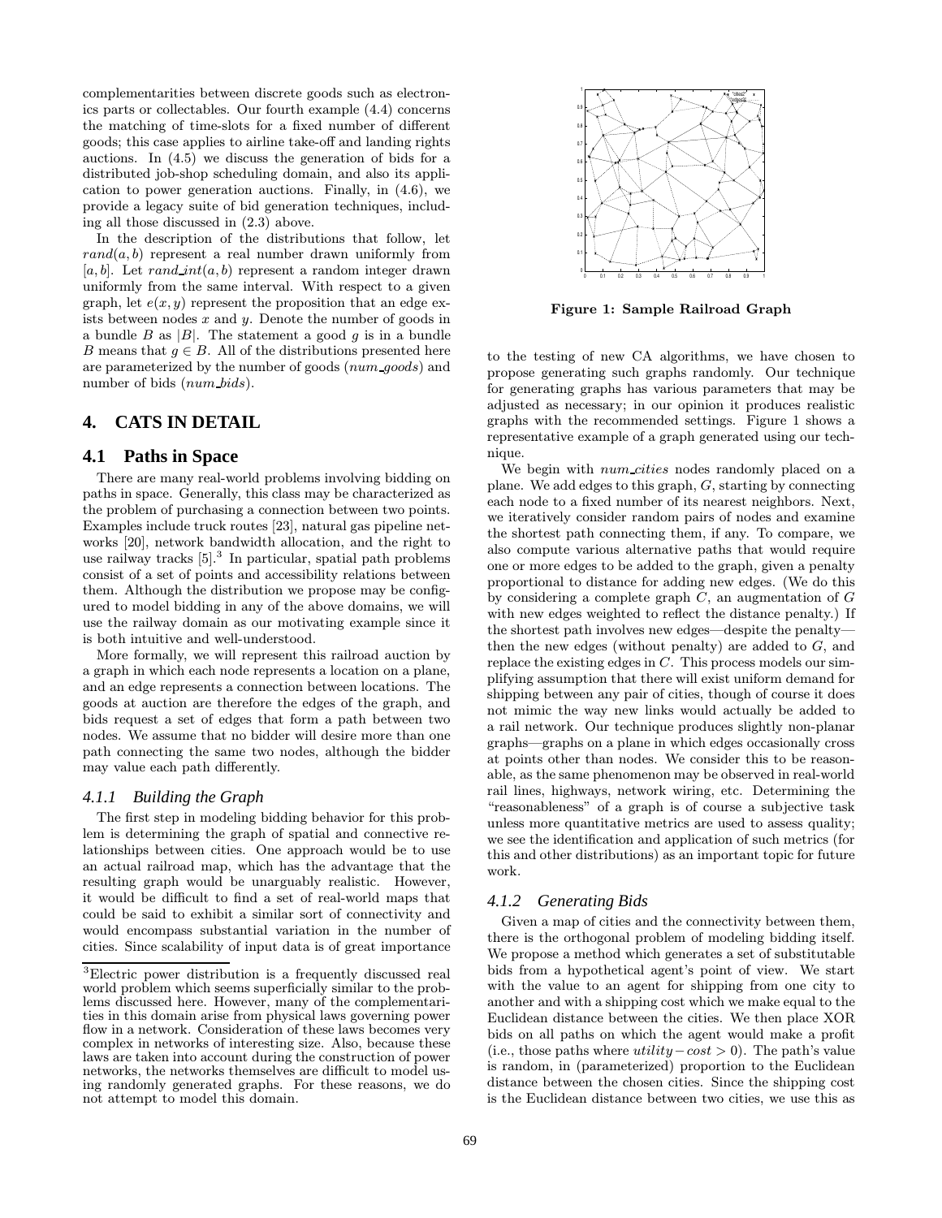complementarities between discrete goods such as electronics parts or collectables. Our fourth example (4.4) concerns the matching of time-slots for a fixed number of different goods; this case applies to airline take-off and landing rights auctions. In (4.5) we discuss the generation of bids for a distributed job-shop scheduling domain, and also its application to power generation auctions. Finally, in (4.6), we provide a legacy suite of bid generation techniques, including all those discussed in (2.3) above.

In the description of the distributions that follow, let $rand(a, b)$ represent a real number drawn uniformly from $[a, b]$. Let $rand\_int(a, b)$ represent a random integer drawn uniformly from the same interval. With respect to a given graph, let $e(x, y)$ represent the proposition that an edge exists between nodes $x$ and $y$. Denote the number of goods in a bundle $B$ as $|B|$. The statement a good $g$ is in a bundle $B$ means that $g \in B$. All of the distributions presented here are parameterized by the number of goods ($num\_goods$) and number of bids ($num\_bids$).

## 4. CATS IN DETAIL

### 4.1 Paths in Space

There are many real-world problems involving bidding on paths in space. Generally, this class may be characterized as the problem of purchasing a connection between two points. Examples include truck routes [23], natural gas pipeline networks [20], network bandwidth allocation, and the right to use railway tracks [5].[3] In particular, spatial path problems consist of a set of points and accessibility relations between them. Although the distribution we propose may be configured to model bidding in any of the above domains, we will use the railway domain as our motivating example since it is both intuitive and well-understood.

More formally, we will represent this railroad auction by a graph in which each node represents a location on a plane, and an edge represents a connection between locations. The goods at auction are therefore the edges of the graph, and bids request a set of edges that form a path between two nodes. We assume that no bidder will desire more than one path connecting the same two nodes, although the bidder may value each path differently.

#### 4.1.1 Building the Graph

The first step in modeling bidding behavior for this problem is determining the graph of spatial and connective relationships between cities. One approach would be to use an actual railroad map, which has the advantage that the resulting graph would be unarguably realistic. However, it would be difficult to find a set of real-world maps that could be said to exhibit a similar sort of connectivity and would encompass substantial variation in the number of cities. Since scalability of input data is of great importance to the testing of new CA algorithms, we have chosen to propose generating such graphs randomly. Our technique for generating graphs has various parameters that may be adjusted as necessary; in our opinion it produces realistic graphs with the recommended settings. Figure 1 shows a representative example of a graph generated using our technique.

**Figure 1: Sample Railroad Graph**

We begin with $num\_cities$ nodes randomly placed on a plane. We add edges to this graph, $G$, starting by connecting each node to a fixed number of its nearest neighbors. Next, we iteratively consider random pairs of nodes and examine the shortest path connecting them, if any. To compare, we also compute various alternative paths that would require one or more edges to be added to the graph, given a penalty proportional to distance for adding new edges. (We do this by considering a complete graph $C$, an augmentation of $G$ with new edges weighted to reflect the distance penalty.) If the shortest path involves new edges—despite the penalty—then the new edges (without penalty) are added to $G$, and replace the existing edges in $C$. This process models our simplifying assumption that there will exist uniform demand for shipping between any pair of cities, though of course it does not mimic the way new links would actually be added to a rail network. Our technique produces slightly non-planar graphs—graphs on a plane in which edges occasionally cross at points other than nodes. We consider this to be reasonable, as the same phenomenon may be observed in real-world rail lines, highways, network wiring, etc. Determining the "reasonableness" of a graph is of course a subjective task unless more quantitative metrics are used to assess quality; we see the identification and application of such metrics (for this and other distributions) as an important topic for future work.

#### 4.1.2 Generating Bids

Given a map of cities and the connectivity between them, there is the orthogonal problem of modeling bidding itself. We propose a method which generates a set of substitutable bids from a hypothetical agent's point of view. We start with the value to an agent for shipping from one city to another and with a shipping cost which we make equal to the Euclidean distance between the cities. We then place XOR bids on all paths on which the agent would make a profit (i.e., those paths where $utility - cost > 0$). The path's value is random, in (parameterized) proportion to the Euclidean distance between the chosen cities. Since the shipping cost is the Euclidean distance between two cities, we use this as

[3] Electric power distribution is a frequently discussed real world problem which seems superficially similar to the problems discussed here. However, many of the complementarities in this domain arise from physical laws governing power flow in a network. Consideration of these laws becomes very complex in networks of interesting size. Also, because these laws are taken into account during the construction of power networks, the networks themselves are difficult to model using randomly generated graphs. For these reasons, we do not attempt to model this domain.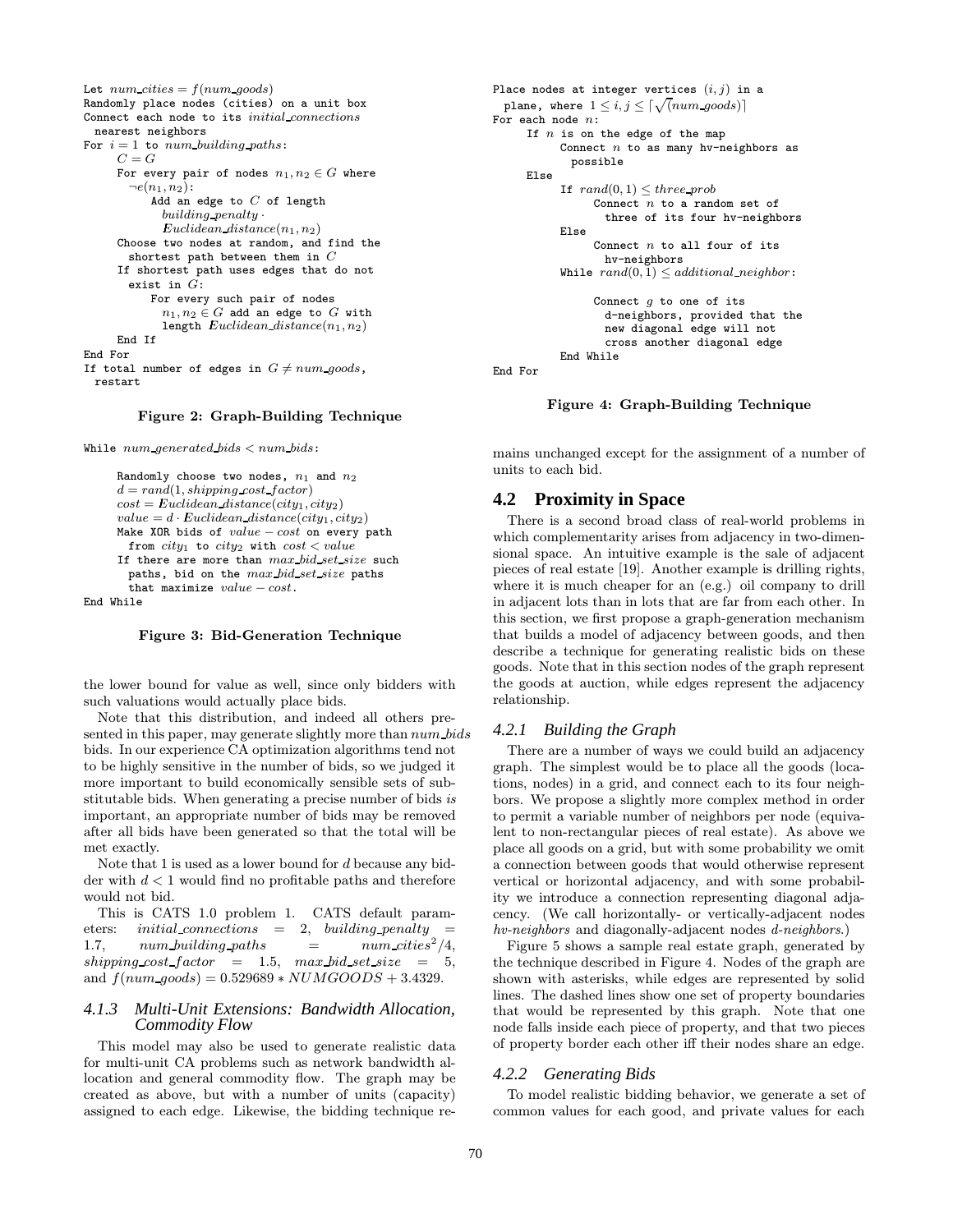```
Let num_cities = f(num_goods)
Randomly place nodes (cities) on a unit box
Connect each node to its initial_connections
  nearest neighbors
For i = 1 to num_building_paths:
     C = G
     For every pair of nodes n1, n2 ∈ G where
       ¬e(n1, n2):
          Add an edge to C of length
            building_penalty ·
            Euclidean_distance(n1, n2)
     Choose two nodes at random, and find the
       shortest path between them in C
     If shortest path uses edges that do not
       exist in G:
          For every such pair of nodes
            n1, n2 ∈ G add an edge to G with
            length Euclidean_distance(n1, n2)
     End If
End For
If total number of edges in G ≠ num_goods,
  restart
```

**Figure 2: Graph-Building Technique**

```
While num_generated_bids < num_bids:

     Randomly choose two nodes, n1 and n2
     d = rand(1, shipping_cost_factor)
     cost = Euclidean_distance(city1, city2)
     value = d · Euclidean_distance(city1, city2)
     Make XOR bids of value − cost on every path
       from city1 to city2 with cost < value
     If there are more than max_bid_set_size such
       paths, bid on the max_bid_set_size paths
       that maximize value − cost.
End While
```

**Figure 3: Bid-Generation Technique**

the lower bound for value as well, since only bidders with such valuations would actually place bids.

Note that this distribution, and indeed all others presented in this paper, may generate slightly more than *num_bids* bids. In our experience CA optimization algorithms tend not to be highly sensitive in the number of bids, so we judged it more important to build economically sensible sets of substitutable bids. When generating a precise number of bids *is* important, an appropriate number of bids may be removed after all bids have been generated so that the total will be met exactly.

Note that 1 is used as a lower bound for $d$ because any bidder with $d < 1$ would find no profitable paths and therefore would not bid.

This is CATS 1.0 problem 1. CATS default parameters: $initial\_connections = 2$, $building\_penalty = 1.7$, $num\_building\_paths = num\_cities^2/4$, $shipping\_cost\_factor = 1.5$, $max\_bid\_set\_size = 5$, and $f(num\_goods) = 0.529689 * NUMGOODS + 3.4329$.

#### 4.1.3 Multi-Unit Extensions: Bandwidth Allocation, Commodity Flow

This model may also be used to generate realistic data for multi-unit CA problems such as network bandwidth allocation and general commodity flow. The graph may be created as above, but with a number of units (capacity) assigned to each edge. Likewise, the bidding technique remains unchanged except for the assignment of a number of units to each bid.

```
Place nodes at integer vertices (i, j) in a
  plane, where 1 ≤ i, j ≤ ⌈√(num_goods)⌉
For each node n:
     If n is on the edge of the map
          Connect n to as many hv-neighbors as
            possible
     Else
          If rand(0,1) ≤ three_prob
               Connect n to a random set of
                 three of its four hv-neighbors
          Else
               Connect n to all four of its
                 hv-neighbors
          While rand(0,1) ≤ additional_neighbor:

               Connect g to one of its
                 d-neighbors, provided that the
                 new diagonal edge will not
                 cross another diagonal edge
          End While
End For
```

**Figure 4: Graph-Building Technique**

### 4.2 Proximity in Space

There is a second broad class of real-world problems in which complementarity arises from adjacency in two-dimensional space. An intuitive example is the sale of adjacent pieces of real estate [19]. Another example is drilling rights, where it is much cheaper for an (e.g.) oil company to drill in adjacent lots than in lots that are far from each other. In this section, we first propose a graph-generation mechanism that builds a model of adjacency between goods, and then describe a technique for generating realistic bids on these goods. Note that in this section nodes of the graph represent the goods at auction, while edges represent the adjacency relationship.

#### 4.2.1 Building the Graph

There are a number of ways we could build an adjacency graph. The simplest would be to place all the goods (locations, nodes) in a grid, and connect each to its four neighbors. We propose a slightly more complex method in order to permit a variable number of neighbors per node (equivalent to non-rectangular pieces of real estate). As above we place all goods on a grid, but with some probability we omit a connection between goods that would otherwise represent vertical or horizontal adjacency, and with some probability we introduce a connection representing diagonal adjacency. (We call horizontally- or vertically-adjacent nodes *hv-neighbors* and diagonally-adjacent nodes *d-neighbors*.)

Figure 5 shows a sample real estate graph, generated by the technique described in Figure 4. Nodes of the graph are shown with asterisks, while edges are represented by solid lines. The dashed lines show one set of property boundaries that would be represented by this graph. Note that one node falls inside each piece of property, and that two pieces of property border each other iff their nodes share an edge.

#### 4.2.2 Generating Bids

To model realistic bidding behavior, we generate a set of common values for each good, and private values for each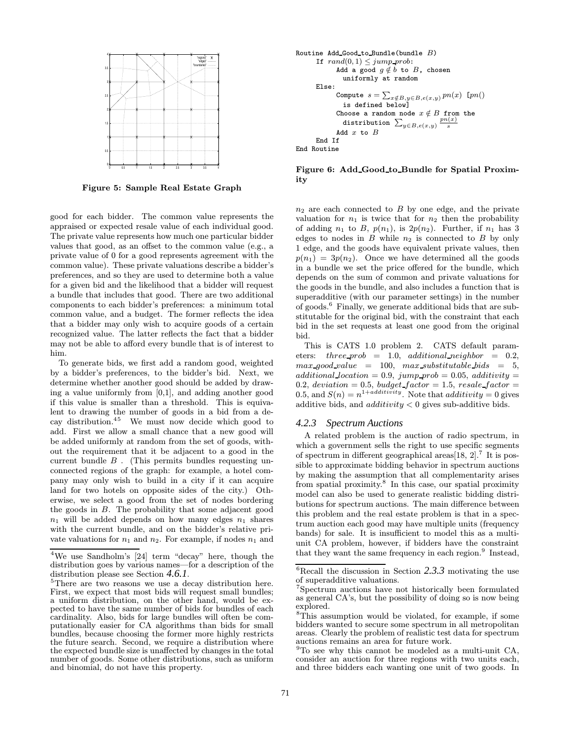"regions"
"edges"
"boundaries"

0 0.5 1 1.5 2 2.5 3 3.5 4

0 0.5 1 1.5 2 2.5 3 3.5 4

**Figure 5: Sample Real Estate Graph**

good for each bidder. The common value represents the appraised or expected resale value of each individual good. The private value represents how much one particular bidder values that good, as an offset to the common value (e.g., a private value of 0 for a good represents agreement with the common value). These private valuations describe a bidder's preferences, and so they are used to determine both a value for a given bid and the likelihood that a bidder will request a bundle that includes that good. There are two additional components to each bidder's preferences: a minimum total common value, and a budget. The former reflects the idea that a bidder may only wish to acquire goods of a certain recognized value. The latter reflects the fact that a bidder may not be able to afford every bundle that is of interest to him.

To generate bids, we first add a random good, weighted by a bidder's preferences, to the bidder's bid. Next, we determine whether another good should be added by drawing a value uniformly from [0,1], and adding another good if this value is smaller than a threshold. This is equivalent to drawing the number of goods in a bid from a decay distribution.[4][5] We must now decide which good to add. First we allow a small chance that a new good will be added uniformly at random from the set of goods, without the requirement that it be adjacent to a good in the current bundle $B$ . (This permits bundles requesting unconnected regions of the graph: for example, a hotel company may only wish to build in a city if it can acquire land for two hotels on opposite sides of the city.) Otherwise, we select a good from the set of nodes bordering the goods in $B$. The probability that some adjacent good $n_1$ will be added depends on how many edges $n_1$ shares with the current bundle, and on the bidder's relative private valuations for $n_1$ and $n_2$. For example, if nodes $n_1$ and $n_2$ are each connected to $B$ by one edge, and the private valuation for $n_1$ is twice that for $n_2$ then the probability of adding $n_1$ to $B$, $p(n_1)$, is $2p(n_2)$. Further, if $n_1$ has 3 edges to nodes in $B$ while $n_2$ is connected to $B$ by only 1 edge, and the goods have equivalent private values, then $p(n_1) = 3p(n_2)$. Once we have determined all the goods in a bundle we set the price offered for the bundle, which depends on the sum of common and private valuations for the goods in the bundle, and also includes a function that is superadditive (with our parameter settings) in the number of goods.[6] Finally, we generate additional bids that are substitutable for the original bid, with the constraint that each bid in the set requests at least one good from the original bid.

```
Routine Add_Good_to_Bundle(bundle B)
    If rand(0,1) ≤ jump_prob:
        Add a good g ∉ b to B, chosen
          uniformly at random
    Else:
        Compute s = Σ_{x∉B, y∈B, e(x,y)} pn(x)  [pn()
          is defined below]
        Choose a random node x ∉ B from the
          distribution Σ_{y∈B, e(x,y)} pn(x)/s
        Add x to B
    End If
End Routine
```

**Figure 6: Add_Good_to_Bundle for Spatial Proximity**

This is CATS 1.0 problem 2. CATS default parameters: $three\_prob = 1.0$, $additional\_neighbor = 0.2$, $max\_good\_value = 100$, $max\_substitutable\_bids = 5$, $additional\_location = 0.9$, $jump\_prob = 0.05$, $additivity = 0.2$, $deviation = 0.5$, $budget\_factor = 1.5$, $resale\_factor = 0.5$, and $S(n) = n^{1+additivity}$. Note that $additivity = 0$ gives additive bids, and $additivity < 0$ gives sub-additive bids.

### 4.2.3 Spectrum Auctions

A related problem is the auction of radio spectrum, in which a government sells the right to use specific segments of spectrum in different geographical areas[18, 2].[7] It is possible to approximate bidding behavior in spectrum auctions by making the assumption that all complementarity arises from spatial proximity.[8] In this case, our spatial proximity model can also be used to generate realistic bidding distributions for spectrum auctions. The main difference between this problem and the real estate problem is that in a spectrum auction each good may have multiple units (frequency bands) for sale. It is insufficient to model this as a multi-unit CA problem, however, if bidders have the constraint that they want the same frequency in each region.[9] Instead,

---

[4]We use Sandholm's [24] term "decay" here, though the distribution goes by various names—for a description of the distribution please see Section *4.6.1*.

[5]There are two reasons we use a decay distribution here. First, we expect that most bids will request small bundles; a uniform distribution, on the other hand, would be expected to have the same number of bids for bundles of each cardinality. Also, bids for large bundles will often be computationally easier for CA algorithms than bids for small bundles, because choosing the former more highly restricts the future search. Second, we require a distribution where the expected bundle size is unaffected by changes in the total number of goods. Some other distributions, such as uniform and binomial, do not have this property.

[6]Recall the discussion in Section *2.3.3* motivating the use of superadditive valuations.

[7]Spectrum auctions have not historically been formulated as general CA's, but the possibility of doing so is now being explored.

[8]This assumption would be violated, for example, if some bidders wanted to secure some spectrum in all metropolitan areas. Clearly the problem of realistic test data for spectrum auctions remains an area for future work.

[9]To see why this cannot be modeled as a multi-unit CA, consider an auction for three regions with two units each, and three bidders each wanting one unit of two goods. In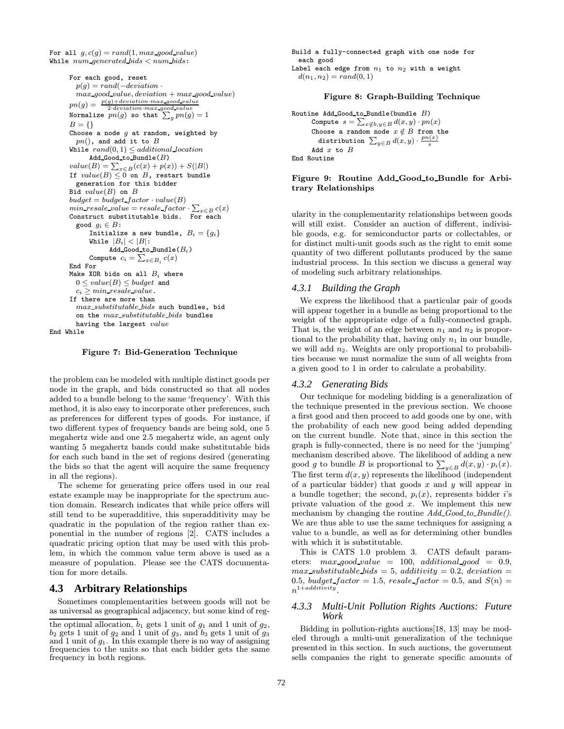```
For all g, c(g) = rand(1, max_good_value)
While num_generated_bids < num_bids:
      For each good, reset
        p(g) = rand(−deviation ·
        max_good_value, deviation + max_good_value)
      pn(g) = (p(g)+deviation·max_good_value) / (2·deviation·max_good_value)
      Normalize pn(g) so that Σ_g pn(g) = 1
      B = {}
      Choose a node g at random, weighted by
        pn(), and add it to B
      While rand(0,1) ≤ additional_location
           Add_Good_to_Bundle(B)
      value(B) = Σ_{x∈B}(c(x) + p(x)) + S(|B|)
      If value(B) ≤ 0 on B, restart bundle
        generation for this bidder
      Bid value(B) on B
      budget = budget_factor · value(B)
      min_resale_value = resale_factor · Σ_{x∈B} c(x)
      Construct substitutable bids.  For each
        good g_i ∈ B:
           Initialize a new bundle, B_i = {g_i}
           While |B_i| < |B|:
                Add_Good_to_Bundle(B_i)
           Compute c_i = Σ_{x∈B_i} c(x)
      End For
      Make XOR bids on all B_i where
        0 ≤ value(B) ≤ budget and
        c_i ≥ min_resale_value.
      If there are more than
        max_substitutable_bids such bundles, bid
        on the max_substitutable_bids bundles
        having the largest value
End While
```

**Figure 7: Bid-Generation Technique**

the problem can be modeled with multiple distinct goods per node in the graph, and bids constructed so that all nodes added to a bundle belong to the same 'frequency'. With this method, it is also easy to incorporate other preferences, such as preferences for different types of goods. For instance, if two different types of frequency bands are being sold, one 5 megahertz wide and one 2.5 megahertz wide, an agent only wanting 5 megahertz bands could make substitutable bids for each such band in the set of regions desired (generating the bids so that the agent will acquire the same frequency in all the regions).

The scheme for generating price offers used in our real estate example may be inappropriate for the spectrum auction domain. Research indicates that while price offers will still tend to be superadditive, this superadditivity may be quadratic in the population of the region rather than exponential in the number of regions [2]. CATS includes a quadratic pricing option that may be used with this problem, in which the common value term above is used as a measure of population. Please see the CATS documentation for more details.

## 4.3 Arbitrary Relationships

Sometimes complementarities between goods will not be as universal as geographical adjacency, but some kind of regularity in the complementarity relationships between goods will still exist. Consider an auction of different, indivisible goods, e.g. for semiconductor parts or collectables, or for distinct multi-unit goods such as the right to emit some quantity of two different pollutants produced by the same industrial process. In this section we discuss a general way of modeling such arbitrary relationships.

---

the optimal allocation, $b_1$ gets 1 unit of $g_1$ and 1 unit of $g_2$, $b_2$ gets 1 unit of $g_2$ and 1 unit of $g_3$, and $b_3$ gets 1 unit of $g_3$ and 1 unit of $g_1$. In this example there is no way of assigning frequencies to the units so that each bidder gets the same frequency in both regions.

```
Build a fully-connected graph with one node for
  each good
Label each edge from n1 to n2 with a weight
  d(n1, n2) = rand(0,1)
```

**Figure 8: Graph-Building Technique**

```
Routine Add_Good_to_Bundle(bundle B)
      Compute s = Σ_{x∉b, y∈B} d(x,y) · pn(x)
      Choose a random node x ∉ B from the
        distribution Σ_{y∈B} d(x,y) · pn(x)/s
      Add x to B
End Routine
```

**Figure 9: Routine Add_Good_to_Bundle for Arbitrary Relationships**

### 4.3.1 Building the Graph

We express the likelihood that a particular pair of goods will appear together in a bundle as being proportional to the weight of the appropriate edge of a fully-connected graph. That is, the weight of an edge between $n_1$ and $n_2$ is proportional to the probability that, having only $n_1$ in our bundle, we will add $n_2$. Weights are only proportional to probabilities because we must normalize the sum of all weights from a given good to 1 in order to calculate a probability.

### 4.3.2 Generating Bids

Our technique for modeling bidding is a generalization of the technique presented in the previous section. We choose a first good and then proceed to add goods one by one, with the probability of each new good being added depending on the current bundle. Note that, since in this section the graph is fully-connected, there is no need for the 'jumping' mechanism described above. The likelihood of adding a new good $g$ to bundle $B$ is proportional to $\sum_{y \in B} d(x,y) \cdot p_i(x)$. The first term $d(x,y)$ represents the likelihood (independent of a particular bidder) that goods $x$ and $y$ will appear in a bundle together; the second, $p_i(x)$, represents bidder $i$'s private valuation of the good $x$. We implement this new mechanism by changing the routine *Add_Good_to_Bundle()*. We are thus able to use the same techniques for assigning a value to a bundle, as well as for determining other bundles with which it is substitutable.

This is CATS 1.0 problem 3. CATS default parameters: $max\_good\_value = 100$, $additional\_good = 0.9$, $max\_substitutable\_bids = 5$, $additivity = 0.2$, $deviation = 0.5$, $budget\_factor = 1.5$, $resale\_factor = 0.5$, and $S(n) = n^{1+additivity}$.

### 4.3.3 Multi-Unit Pollution Rights Auctions: Future Work

Bidding in pollution-rights auctions[18, 13] may be modeled through a multi-unit generalization of the technique presented in this section. In such auctions, the government sells companies the right to generate specific amounts of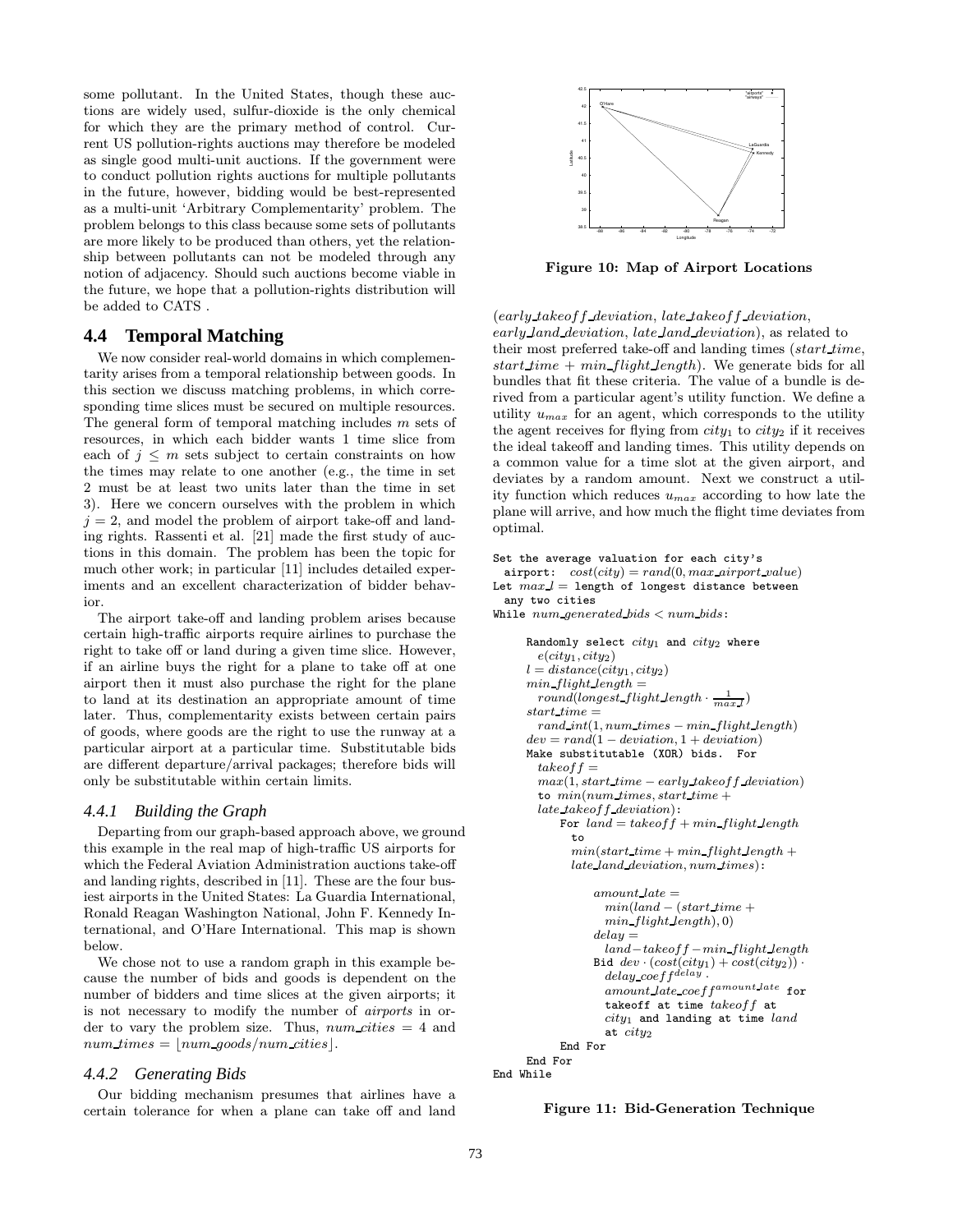some pollutant. In the United States, though these auctions are widely used, sulfur-dioxide is the only chemical for which they are the primary method of control. Current US pollution-rights auctions may therefore be modeled as single good multi-unit auctions. If the government were to conduct pollution rights auctions for multiple pollutants in the future, however, bidding would be best-represented as a multi-unit 'Arbitrary Complementarity' problem. The problem belongs to this class because some sets of pollutants are more likely to be produced than others, yet the relationship between pollutants can not be modeled through any notion of adjacency. Should such auctions become viable in the future, we hope that a pollution-rights distribution will be added to CATS .

## 4.4 Temporal Matching

We now consider real-world domains in which complementarity arises from a temporal relationship between goods. In this section we discuss matching problems, in which corresponding time slices must be secured on multiple resources. The general form of temporal matching includes $m$ sets of resources, in which each bidder wants 1 time slice from each of $j \leq m$ sets subject to certain constraints on how the times may relate to one another (e.g., the time in set 2 must be at least two units later than the time in set 3). Here we concern ourselves with the problem in which $j = 2$, and model the problem of airport take-off and landing rights. Rassenti et al. [21] made the first study of auctions in this domain. The problem has been the topic for much other work; in particular [11] includes detailed experiments and an excellent characterization of bidder behavior.

The airport take-off and landing problem arises because certain high-traffic airports require airlines to purchase the right to take off or land during a given time slice. However, if an airline buys the right for a plane to take off at one airport then it must also purchase the right for the plane to land at its destination an appropriate amount of time later. Thus, complementarity exists between certain pairs of goods, where goods are the right to use the runway at a particular airport at a particular time. Substitutable bids are different departure/arrival packages; therefore bids will only be substitutable within certain limits.

### 4.4.1 Building the Graph

Departing from our graph-based approach above, we ground this example in the real map of high-traffic US airports for which the Federal Aviation Administration auctions take-off and landing rights, described in [11]. These are the four busiest airports in the United States: La Guardia International, Ronald Reagan Washington National, John F. Kennedy International, and O'Hare International. This map is shown below.

We chose not to use a random graph in this example because the number of bids and goods is dependent on the number of bidders and time slices at the given airports; it is not necessary to modify the number of *airports* in order to vary the problem size. Thus, $num\_cities = 4$ and $num\_times = \lfloor num\_goods/num\_cities \rfloor$.

### 4.4.2 Generating Bids

Our bidding mechanism presumes that airlines have a certain tolerance for when a plane can take off and land

Figure 10: Map of Airport Locations

($early\_takeoff\_deviation$, $late\_takeoff\_deviation$, $early\_land\_deviation$, $late\_land\_deviation$), as related to their most preferred take-off and landing times ($start\_time$, $start\_time + min\_flight\_length$). We generate bids for all bundles that fit these criteria. The value of a bundle is derived from a particular agent's utility function. We define a utility $u_{max}$ for an agent, which corresponds to the utility the agent receives for flying from $city_1$ to $city_2$ if it receives the ideal takeoff and landing times. This utility depends on a common value for a time slot at the given airport, and deviates by a random amount. Next we construct a utility function which reduces $u_{max}$ according to how late the plane will arrive, and how much the flight time deviates from optimal.

```
Set the average valuation for each city's
  airport:  cost(city) = rand(0, max_airport_value)
Let max_l = length of longest distance between
  any two cities
While num_generated_bids < num_bids:

    Randomly select city1 and city2 where
      e(city1, city2)
    l = distance(city1, city2)
    min_flight_length =
      round(longest_flight_length · 1/max_l)
    start_time =
      rand_int(1, num_times − min_flight_length)
    dev = rand(1 − deviation, 1 + deviation)
    Make substitutable (XOR) bids.  For
      takeoff =
      max(1, start_time − early_takeoff_deviation)
      to min(num_times, start_time +
      late_takeoff_deviation):
        For land = takeoff + min_flight_length
          to
          min(start_time + min_flight_length +
          late_land_deviation, num_times):

            amount_late =
              min(land − (start_time +
              min_flight_length), 0)
            delay =
              land−takeoff−min_flight_length
            Bid dev · (cost(city1) + cost(city2)) ·
              delay_coeff^delay ·
              amount_late_coeff^amount_late for
              takeoff at time takeoff at
              city1 and landing at time land
              at city2
        End For
    End For
End While
```

Figure 11: Bid-Generation Technique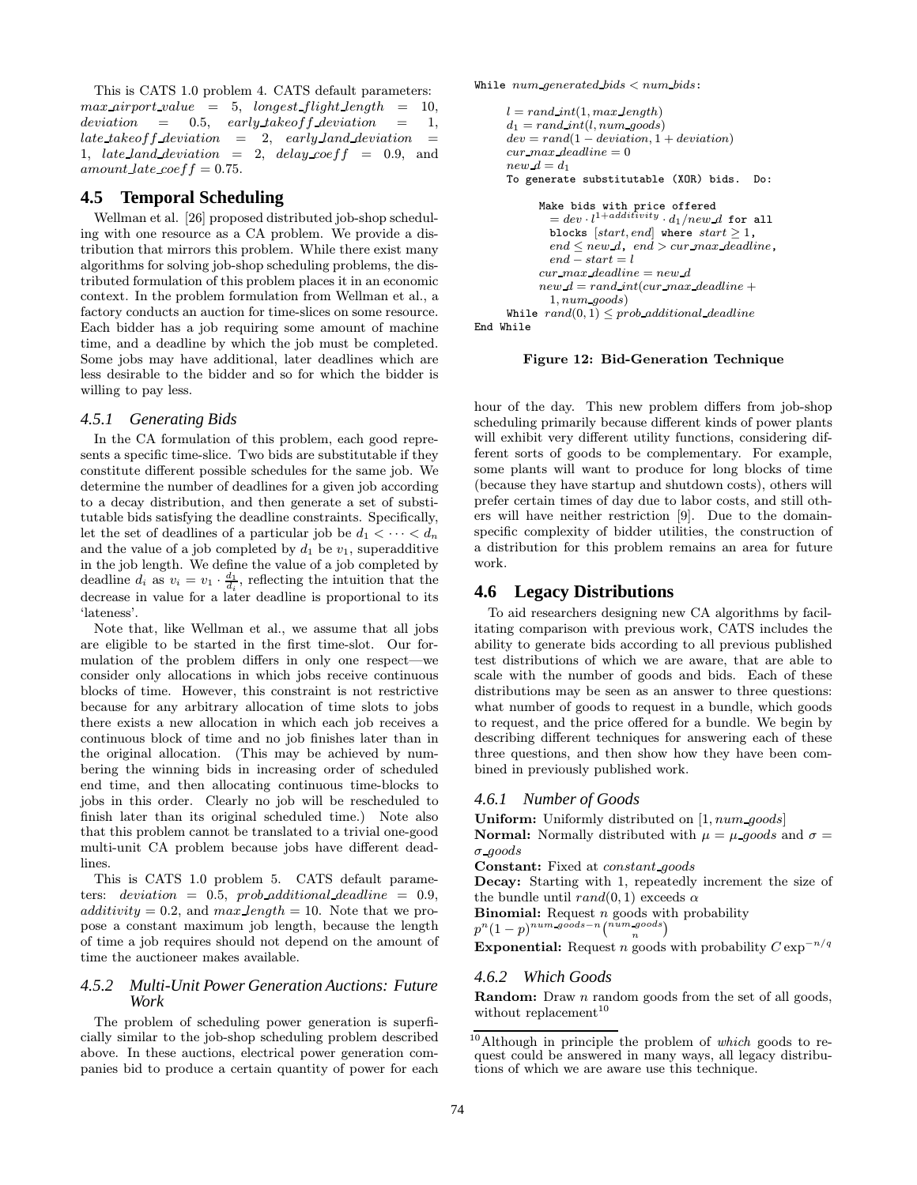This is CATS 1.0 problem 4. CATS default parameters: $max\_airport\_value = 5$, $longest\_flight\_length = 10$, $deviation = 0.5$, $early\_takeoff\_deviation = 1$, $late\_takeoff\_deviation = 2$, $early\_land\_deviation = 1$, $late\_land\_deviation = 2$, $delay\_coeff = 0.9$, and $amount\_late\_coeff = 0.75$.

## 4.5 Temporal Scheduling

Wellman et al. [26] proposed distributed job-shop scheduling with one resource as a CA problem. We provide a distribution that mirrors this problem. While there exist many algorithms for solving job-shop scheduling problems, the distributed formulation of this problem places it in an economic context. In the problem formulation from Wellman et al., a factory conducts an auction for time-slices on some resource. Each bidder has a job requiring some amount of machine time, and a deadline by which the job must be completed. Some jobs may have additional, later deadlines which are less desirable to the bidder and so for which the bidder is willing to pay less.

### 4.5.1 Generating Bids

In the CA formulation of this problem, each good represents a specific time-slice. Two bids are substitutable if they constitute different possible schedules for the same job. We determine the number of deadlines for a given job according to a decay distribution, and then generate a set of substitutable bids satisfying the deadline constraints. Specifically, let the set of deadlines of a particular job be $d_1 < \cdots < d_n$ and the value of a job completed by $d_1$ be $v_1$, superadditive in the job length. We define the value of a job completed by deadline $d_i$ as $v_i = v_1 \cdot \frac{d_1}{d_i}$, reflecting the intuition that the decrease in value for a later deadline is proportional to its 'lateness'.

Note that, like Wellman et al., we assume that all jobs are eligible to be started in the first time-slot. Our formulation of the problem differs in only one respect—we consider only allocations in which jobs receive continuous blocks of time. However, this constraint is not restrictive because for any arbitrary allocation of time slots to jobs there exists a new allocation in which each job receives a continuous block of time and no job finishes later than in the original allocation. (This may be achieved by numbering the winning bids in increasing order of scheduled end time, and then allocating continuous time-blocks to jobs in this order. Clearly no job will be rescheduled to finish later than its original scheduled time.) Note also that this problem cannot be translated to a trivial one-good multi-unit CA problem because jobs have different deadlines.

This is CATS 1.0 problem 5. CATS default parameters: $deviation = 0.5$, $prob\_additional\_deadline = 0.9$, $additivity = 0.2$, and $max\_length = 10$. Note that we propose a constant maximum job length, because the length of time a job requires should not depend on the amount of time the auctioneer makes available.

### 4.5.2 Multi-Unit Power Generation Auctions: Future Work

The problem of scheduling power generation is superficially similar to the job-shop scheduling problem described above. In these auctions, electrical power generation companies bid to produce a certain quantity of power for each hour of the day. This new problem differs from job-shop scheduling primarily because different kinds of power plants will exhibit very different utility functions, considering different sorts of goods to be complementary. For example, some plants will want to produce for long blocks of time (because they have startup and shutdown costs), others will prefer certain times of day due to labor costs, and still others will have neither restriction [9]. Due to the domain-specific complexity of bidder utilities, the construction of a distribution for this problem remains an area for future work.

While $num\_generated\_bids < num\_bids$:

> $l = rand\_int(1, max\_length)$
> $d_1 = rand\_int(l, num\_goods)$
> $dev = rand(1 - deviation, 1 + deviation)$
> $cur\_max\_deadline = 0$
> $new\_d = d_1$
> To generate substitutable (XOR) bids. Do:
>
> > Make bids with price offered $= dev \cdot l^{1+additivity} \cdot d_1/new\_d$ for all blocks $[start, end]$ where $start \geq 1$, $end \leq new\_d$, $end > cur\_max\_deadline$, $end - start = l$
> > $cur\_max\_deadline = new\_d$
> > $new\_d = rand\_int(cur\_max\_deadline + 1, num\_goods)$
>
> While $rand(0, 1) \leq prob\_additional\_deadline$

End While

**Figure 12: Bid-Generation Technique**

## 4.6 Legacy Distributions

To aid researchers designing new CA algorithms by facilitating comparison with previous work, CATS includes the ability to generate bids according to all previous published test distributions of which we are aware, that are able to scale with the number of goods and bids. Each of these distributions may be seen as an answer to three questions: what number of goods to request in a bundle, which goods to request, and the price offered for a bundle. We begin by describing different techniques for answering each of these three questions, and then show how they have been combined in previously published work.

### 4.6.1 Number of Goods

**Uniform:** Uniformly distributed on $[1, num\_goods]$
**Normal:** Normally distributed with $\mu = \mu\_goods$ and $\sigma = \sigma\_goods$
**Constant:** Fixed at $constant\_goods$
**Decay:** Starting with 1, repeatedly increment the size of the bundle until $rand(0, 1)$ exceeds $\alpha$
**Binomial:** Request $n$ goods with probability $p^n(1-p)^{num\_goods-n}\binom{num\_goods}{n}$
**Exponential:** Request $n$ goods with probability $C \exp^{-n/q}$

### 4.6.2 Which Goods

**Random:** Draw $n$ random goods from the set of all goods, without replacement[10]

[10] Although in principle the problem of *which* goods to request could be answered in many ways, all legacy distributions of which we are aware use this technique.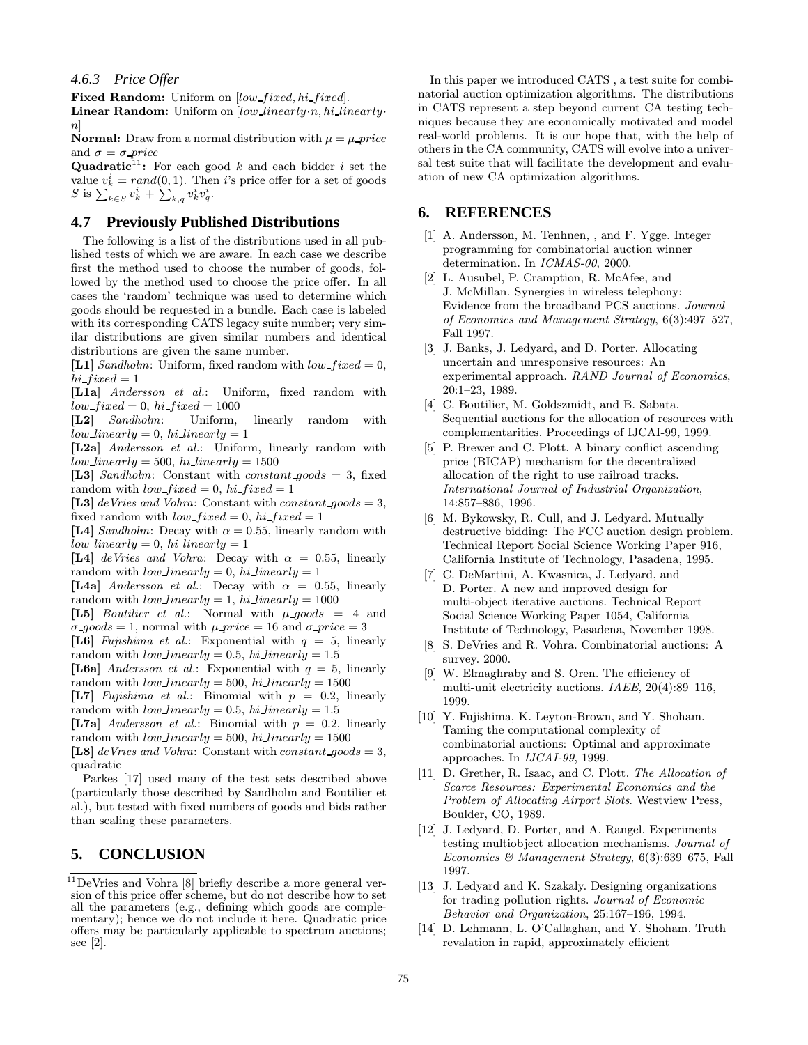#### 4.6.3 Price Offer

**Fixed Random:** Uniform on $[low\_fixed, hi\_fixed]$.
**Linear Random:** Uniform on $[low\_linearly \cdot n, hi\_linearly \cdot n]$
**Normal:** Draw from a normal distribution with $\mu = \mu\_price$ and $\sigma = \sigma\_price$
**Quadratic**[11]**:** For each good $k$ and each bidder $i$ set the value $v_k^i = rand(0, 1)$. Then $i$'s price offer for a set of goods $S$ is $\sum_{k \in S} v_k^i + \sum_{k,q} v_k^i v_q^i$.

### 4.7 Previously Published Distributions

The following is a list of the distributions used in all published tests of which we are aware. In each case we describe first the method used to choose the number of goods, followed by the method used to choose the price offer. In all cases the 'random' technique was used to determine which goods should be requested in a bundle. Each case is labeled with its corresponding CATS legacy suite number; very similar distributions are given similar numbers and identical distributions are given the same number.

**[L1]** *Sandholm*: Uniform, fixed random with $low\_fixed = 0$, $hi\_fixed = 1$
**[L1a]** *Andersson et al.*: Uniform, fixed random with $low\_fixed = 0$, $hi\_fixed = 1000$
**[L2]** *Sandholm*: Uniform, linearly random with $low\_linearly = 0$, $hi\_linearly = 1$
**[L2a]** *Andersson et al.*: Uniform, linearly random with $low\_linearly = 500$, $hi\_linearly = 1500$
**[L3]** *Sandholm*: Constant with $constant\_goods = 3$, fixed random with $low\_fixed = 0$, $hi\_fixed = 1$
**[L3]** *deVries and Vohra*: Constant with $constant\_goods = 3$, fixed random with $low\_fixed = 0$, $hi\_fixed = 1$
**[L4]** *Sandholm*: Decay with $\alpha = 0.55$, linearly random with $low\_linearly = 0$, $hi\_linearly = 1$
**[L4]** *deVries and Vohra*: Decay with $\alpha = 0.55$, linearly random with $low\_linearly = 0$, $hi\_linearly = 1$
**[L4a]** *Andersson et al.*: Decay with $\alpha = 0.55$, linearly random with $low\_linearly = 1$, $hi\_linearly = 1000$
**[L5]** *Boutilier et al.*: Normal with $\mu\_goods = 4$ and $\sigma\_goods = 1$, normal with $\mu\_price = 16$ and $\sigma\_price = 3$
**[L6]** *Fujishima et al.*: Exponential with $q = 5$, linearly random with $low\_linearly = 0.5$, $hi\_linearly = 1.5$
**[L6a]** *Andersson et al.*: Exponential with $q = 5$, linearly random with $low\_linearly = 500$, $hi\_linearly = 1500$
**[L7]** *Fujishima et al.*: Binomial with $p = 0.2$, linearly random with $low\_linearly = 0.5$, $hi\_linearly = 1.5$
**[L7a]** *Andersson et al.*: Binomial with $p = 0.2$, linearly random with $low\_linearly = 500$, $hi\_linearly = 1500$
**[L8]** *deVries and Vohra*: Constant with $constant\_goods = 3$, quadratic

Parkes [17] used many of the test sets described above (particularly those described by Sandholm and Boutilier et al.), but tested with fixed numbers of goods and bids rather than scaling these parameters.

## 5. CONCLUSION

In this paper we introduced CATS , a test suite for combinatorial auction optimization algorithms. The distributions in CATS represent a step beyond current CA testing techniques because they are economically motivated and model real-world problems. It is our hope that, with the help of others in the CA community, CATS will evolve into a universal test suite that will facilitate the development and evaluation of new CA optimization algorithms.

## 6. REFERENCES

[1] A. Andersson, M. Tenhnen, , and F. Ygge. Integer programming for combinatorial auction winner determination. In *ICMAS-00*, 2000.

[2] L. Ausubel, P. Crampton, R. McAfee, and J. McMillan. Synergies in wireless telephony: Evidence from the broadband PCS auctions. *Journal of Economics and Management Strategy*, 6(3):497–527, Fall 1997.

[3] J. Banks, J. Ledyard, and D. Porter. Allocating uncertain and unresponsive resources: An experimental approach. *RAND Journal of Economics*, 20:1–23, 1989.

[4] C. Boutilier, M. Goldszmidt, and B. Sabata. Sequential auctions for the allocation of resources with complementarities. Proceedings of IJCAI-99, 1999.

[5] P. Brewer and C. Plott. A binary conflict ascending price (BICAP) mechanism for the decentralized allocation of the right to use railroad tracks. *International Journal of Industrial Organization*, 14:857–886, 1996.

[6] M. Bykowsky, R. Cull, and J. Ledyard. Mutually destructive bidding: The FCC auction design problem. Technical Report Social Science Working Paper 916, California Institute of Technology, Pasadena, 1995.

[7] C. DeMartini, A. Kwasnica, J. Ledyard, and D. Porter. A new and improved design for multi-object iterative auctions. Technical Report Social Science Working Paper 1054, California Institute of Technology, Pasadena, November 1998.

[8] S. DeVries and R. Vohra. Combinatorial auctions: A survey. 2000.

[9] W. Elmaghraby and S. Oren. The efficiency of multi-unit electricity auctions. *IAEE*, 20(4):89–116, 1999.

[10] Y. Fujishima, K. Leyton-Brown, and Y. Shoham. Taming the computational complexity of combinatorial auctions: Optimal and approximate approaches. In *IJCAI-99*, 1999.

[11] D. Grether, R. Isaac, and C. Plott. *The Allocation of Scarce Resources: Experimental Economics and the Problem of Allocating Airport Slots*. Westview Press, Boulder, CO, 1989.

[12] J. Ledyard, D. Porter, and A. Rangel. Experiments testing multiobject allocation mechanisms. *Journal of Economics & Management Strategy*, 6(3):639–675, Fall 1997.

[13] J. Ledyard and K. Szakaly. Designing organizations for trading pollution rights. *Journal of Economic Behavior and Organization*, 25:167–196, 1994.

[14] D. Lehmann, L. O'Callaghan, and Y. Shoham. Truth revalation in rapid, approximately efficient

[11] DeVries and Vohra [8] briefly describe a more general version of this price offer scheme, but do not describe how to set all the parameters (e.g., defining which goods are complementary); hence we do not include it here. Quadratic price offers may be particularly applicable to spectrum auctions; see [2].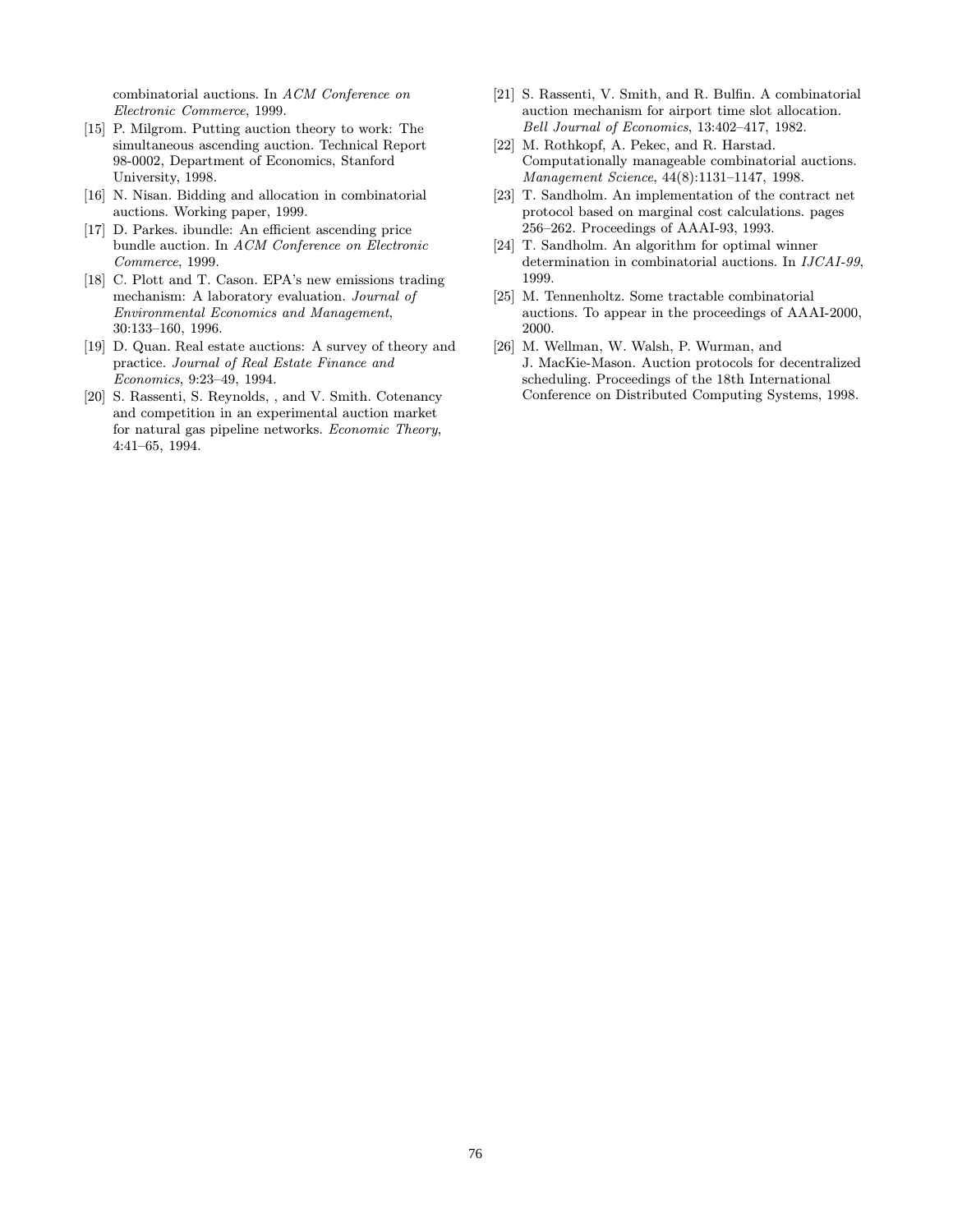combinatorial auctions. In *ACM Conference on Electronic Commerce*, 1999.

[15] P. Milgrom. Putting auction theory to work: The simultaneous ascending auction. Technical Report 98-0002, Department of Economics, Stanford University, 1998.

[16] N. Nisan. Bidding and allocation in combinatorial auctions. Working paper, 1999.

[17] D. Parkes. ibundle: An efficient ascending price bundle auction. In *ACM Conference on Electronic Commerce*, 1999.

[18] C. Plott and T. Cason. EPA's new emissions trading mechanism: A laboratory evaluation. *Journal of Environmental Economics and Management*, 30:133–160, 1996.

[19] D. Quan. Real estate auctions: A survey of theory and practice. *Journal of Real Estate Finance and Economics*, 9:23–49, 1994.

[20] S. Rassenti, S. Reynolds, , and V. Smith. Cotenancy and competition in an experimental auction market for natural gas pipeline networks. *Economic Theory*, 4:41–65, 1994.

[21] S. Rassenti, V. Smith, and R. Bulfin. A combinatorial auction mechanism for airport time slot allocation. *Bell Journal of Economics*, 13:402–417, 1982.

[22] M. Rothkopf, A. Pekec, and R. Harstad. Computationally manageable combinatorial auctions. *Management Science*, 44(8):1131–1147, 1998.

[23] T. Sandholm. An implementation of the contract net protocol based on marginal cost calculations. pages 256–262. Proceedings of AAAI-93, 1993.

[24] T. Sandholm. An algorithm for optimal winner determination in combinatorial auctions. In *IJCAI-99*, 1999.

[25] M. Tennenholtz. Some tractable combinatorial auctions. To appear in the proceedings of AAAI-2000, 2000.

[26] M. Wellman, W. Walsh, P. Wurman, and J. MacKie-Mason. Auction protocols for decentralized scheduling. Proceedings of the 18th International Conference on Distributed Computing Systems, 1998.